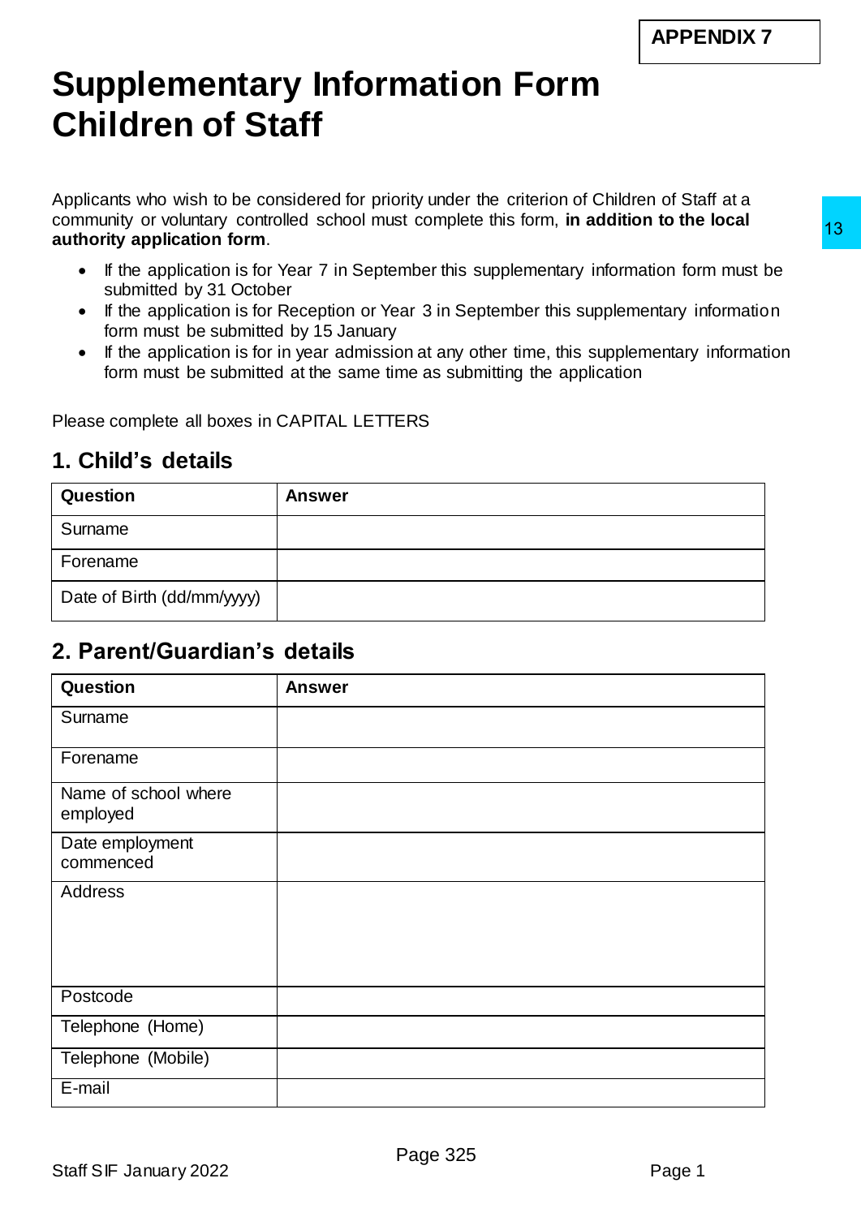**APPENDIX 7**

# Supplementary Information Form Children of Staff

Applicants who wish to be considered for priority under the criterion of Children of Staff at a community or voluntary controlled school must complete this form, **in addition to the local authority application form**.

- If the application is for Year 7 in September this supplementary information form must be submitted by 31 October
- If the application is for Reception or Year 3 in September this supplementary information form must be submitted by 15 January
- If the application is for in year admission at any other time, this supplementary information form must be submitted at the same time as submitting the application

Please complete all boxes in CAPITAL LETTERS

## 1. Child's details

| Question | Answer |
|---|---|
| Surname | |
| Forename | |
| Date of Birth (dd/mm/yyyy) | |

## 2. Parent/Guardian's details

| Question | Answer |
|---|---|
| Surname | |
| Forename | |
| Name of school where employed | |
| Date employment commenced | |
| Address | |
| Postcode | |
| Telephone (Home) | |
| Telephone (Mobile) | |
| E-mail | |

Staff SIF January 2022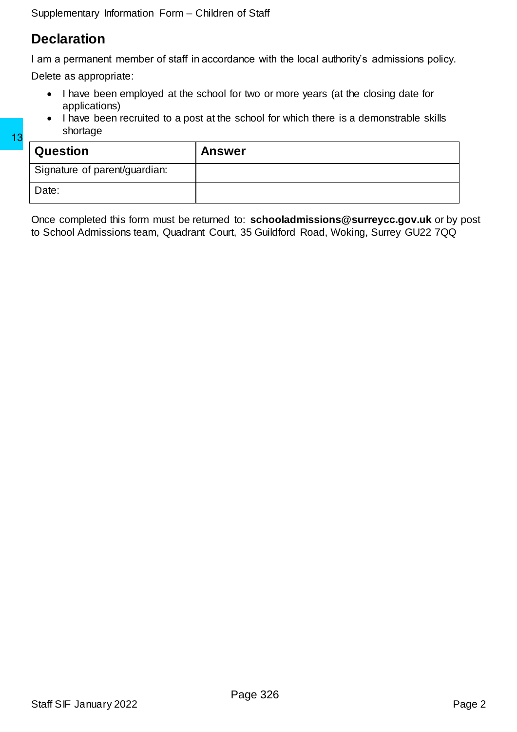## Declaration

I am a permanent member of staff in accordance with the local authority's admissions policy.

Delete as appropriate:

- I have been employed at the school for two or more years (at the closing date for applications)
- I have been recruited to a post at the school for which there is a demonstrable skills shortage

| Question | Answer |
| --- | --- |
| Signature of parent/guardian: | |
| Date: | |

Once completed this form must be returned to: **schooladmissions@surreycc.gov.uk** or by post to School Admissions team, Quadrant Court, 35 Guildford Road, Woking, Surrey GU22 7QQ